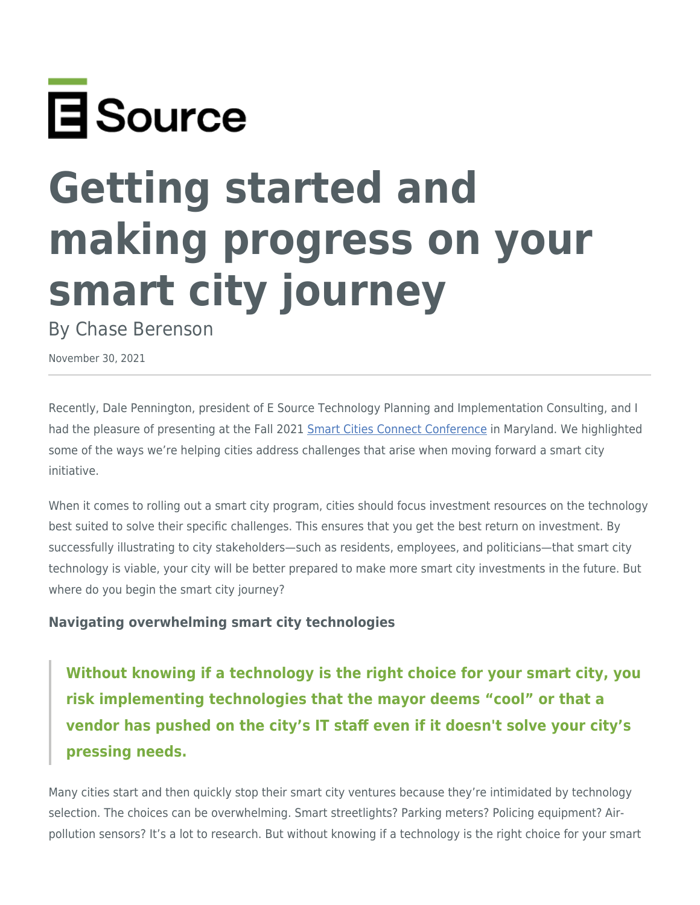E Source

# Getting started and making progress on your smart city journey

By Chase Berenson

November 30, 2021

---

Recently, Dale Pennington, president of E Source Technology Planning and Implementation Consulting, and I had the pleasure of presenting at the Fall 2021 [Smart Cities Connect Conference] in Maryland. We highlighted some of the ways we're helping cities address challenges that arise when moving forward a smart city initiative.

When it comes to rolling out a smart city program, cities should focus investment resources on the technology best suited to solve their specific challenges. This ensures that you get the best return on investment. By successfully illustrating to city stakeholders—such as residents, employees, and politicians—that smart city technology is viable, your city will be better prepared to make more smart city investments in the future. But where do you begin the smart city journey?

### Navigating overwhelming smart city technologies

> **Without knowing if a technology is the right choice for your smart city, you risk implementing technologies that the mayor deems "cool" or that a vendor has pushed on the city's IT staff even if it doesn't solve your city's pressing needs.**

Many cities start and then quickly stop their smart city ventures because they're intimidated by technology selection. The choices can be overwhelming. Smart streetlights? Parking meters? Policing equipment? Air-pollution sensors? It's a lot to research. But without knowing if a technology is the right choice for your smart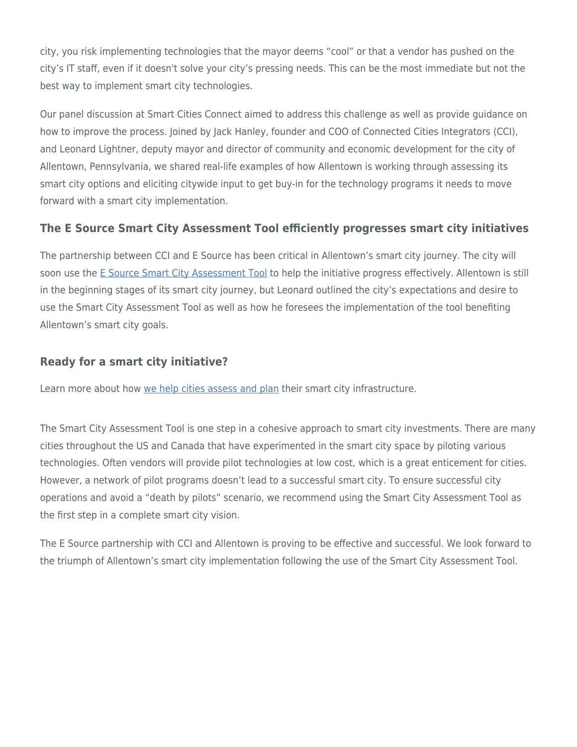city, you risk implementing technologies that the mayor deems “cool” or that a vendor has pushed on the city’s IT staff, even if it doesn't solve your city’s pressing needs. This can be the most immediate but not the best way to implement smart city technologies.

Our panel discussion at Smart Cities Connect aimed to address this challenge as well as provide guidance on how to improve the process. Joined by Jack Hanley, founder and COO of Connected Cities Integrators (CCI), and Leonard Lightner, deputy mayor and director of community and economic development for the city of Allentown, Pennsylvania, we shared real-life examples of how Allentown is working through assessing its smart city options and eliciting citywide input to get buy-in for the technology programs it needs to move forward with a smart city implementation.

### The E Source Smart City Assessment Tool efficiently progresses smart city initiatives

The partnership between CCI and E Source has been critical in Allentown’s smart city journey. The city will soon use the E Source Smart City Assessment Tool to help the initiative progress effectively. Allentown is still in the beginning stages of its smart city journey, but Leonard outlined the city’s expectations and desire to use the Smart City Assessment Tool as well as how he foresees the implementation of the tool benefiting Allentown’s smart city goals.

### Ready for a smart city initiative?

Learn more about how we help cities assess and plan their smart city infrastructure.

The Smart City Assessment Tool is one step in a cohesive approach to smart city investments. There are many cities throughout the US and Canada that have experimented in the smart city space by piloting various technologies. Often vendors will provide pilot technologies at low cost, which is a great enticement for cities. However, a network of pilot programs doesn’t lead to a successful smart city. To ensure successful city operations and avoid a “death by pilots” scenario, we recommend using the Smart City Assessment Tool as the first step in a complete smart city vision.

The E Source partnership with CCI and Allentown is proving to be effective and successful. We look forward to the triumph of Allentown’s smart city implementation following the use of the Smart City Assessment Tool.